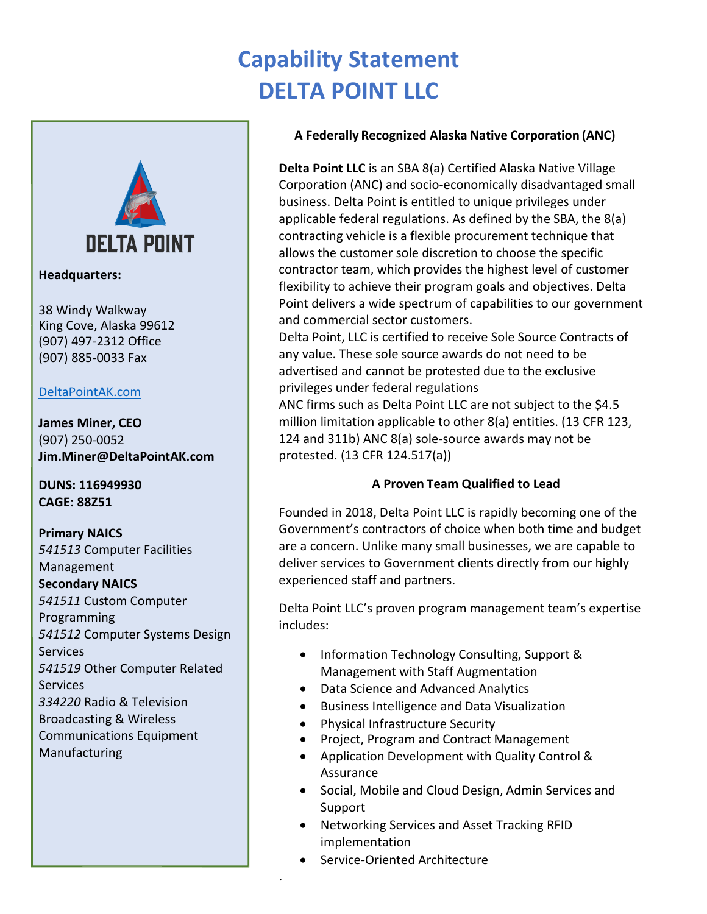# Capability Statement
# DELTA POINT LLC

DELTA POINT

**Headquarters:**

38 Windy Walkway
King Cove, Alaska 99612
(907) 497-2312 Office
(907) 885-0033 Fax

[DeltaPointAK.com](DeltaPointAK.com)

**James Miner, CEO**
(907) 250-0052
**Jim.Miner@DeltaPointAK.com**

**DUNS: 116949930**
**CAGE: 88Z51**

**Primary NAICS**
*541513* Computer Facilities Management
**Secondary NAICS**
*541511* Custom Computer Programming
*541512* Computer Systems Design Services
*541519* Other Computer Related Services
*334220* Radio & Television Broadcasting & Wireless Communications Equipment Manufacturing

### A Federally Recognized Alaska Native Corporation (ANC)

**Delta Point LLC** is an SBA 8(a) Certified Alaska Native Village Corporation (ANC) and socio-economically disadvantaged small business. Delta Point is entitled to unique privileges under applicable federal regulations. As defined by the SBA, the 8(a) contracting vehicle is a flexible procurement technique that allows the customer sole discretion to choose the specific contractor team, which provides the highest level of customer flexibility to achieve their program goals and objectives. Delta Point delivers a wide spectrum of capabilities to our government and commercial sector customers.
Delta Point, LLC is certified to receive Sole Source Contracts of any value. These sole source awards do not need to be advertised and cannot be protested due to the exclusive privileges under federal regulations
ANC firms such as Delta Point LLC are not subject to the $4.5 million limitation applicable to other 8(a) entities. (13 CFR 123, 124 and 311b) ANC 8(a) sole-source awards may not be protested. (13 CFR 124.517(a))

### A Proven Team Qualified to Lead

Founded in 2018, Delta Point LLC is rapidly becoming one of the Government's contractors of choice when both time and budget are a concern. Unlike many small businesses, we are capable to deliver services to Government clients directly from our highly experienced staff and partners.

Delta Point LLC's proven program management team's expertise includes:

- Information Technology Consulting, Support & Management with Staff Augmentation
- Data Science and Advanced Analytics
- Business Intelligence and Data Visualization
- Physical Infrastructure Security
- Project, Program and Contract Management
- Application Development with Quality Control & Assurance
- Social, Mobile and Cloud Design, Admin Services and Support
- Networking Services and Asset Tracking RFID implementation
- Service-Oriented Architecture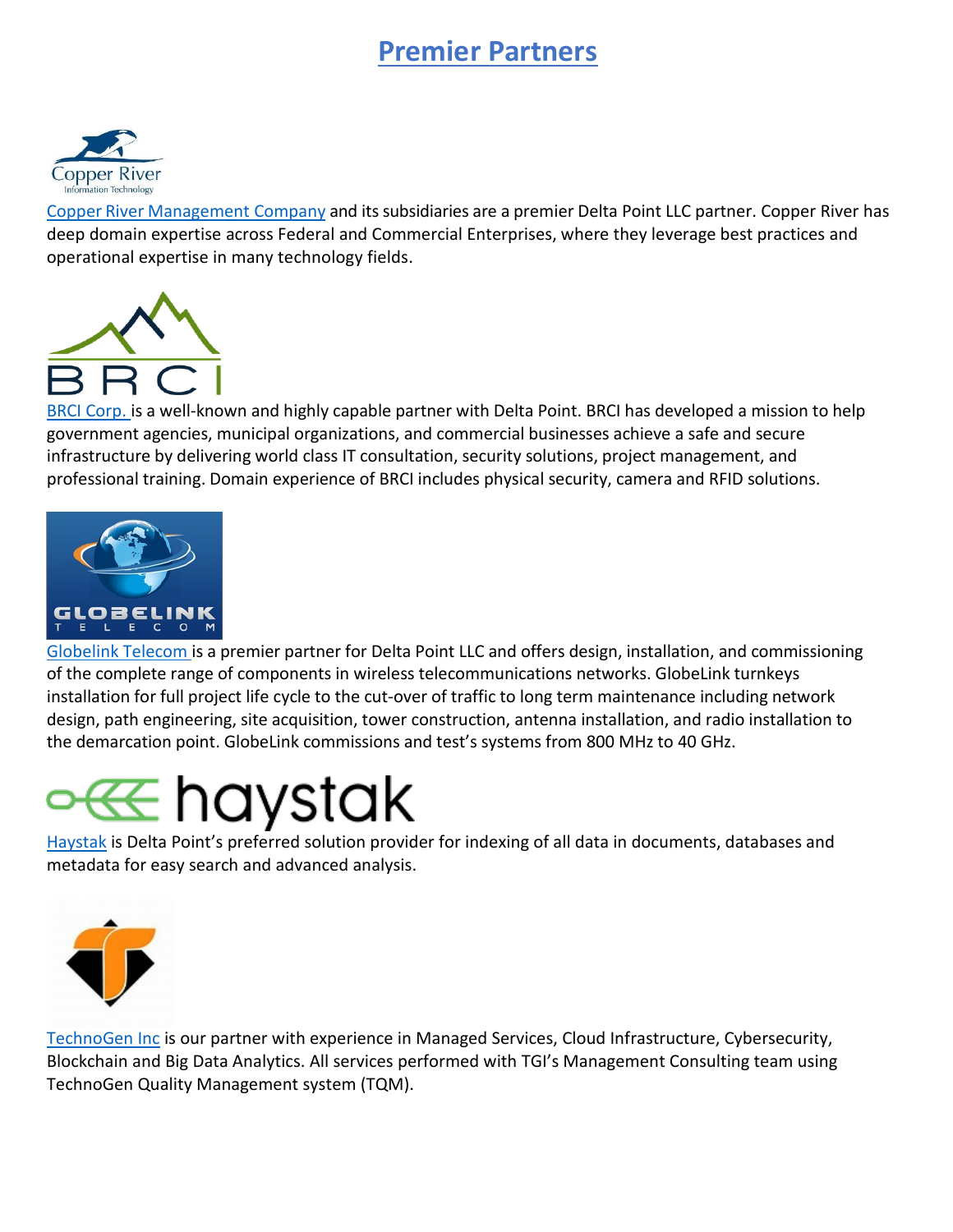# Premier Partners

Copper River Management Company and its subsidiaries are a premier Delta Point LLC partner. Copper River has deep domain expertise across Federal and Commercial Enterprises, where they leverage best practices and operational expertise in many technology fields.

BRCI Corp. is a well-known and highly capable partner with Delta Point. BRCI has developed a mission to help government agencies, municipal organizations, and commercial businesses achieve a safe and secure infrastructure by delivering world class IT consultation, security solutions, project management, and professional training. Domain experience of BRCI includes physical security, camera and RFID solutions.

Globelink Telecom is a premier partner for Delta Point LLC and offers design, installation, and commissioning of the complete range of components in wireless telecommunications networks. GlobeLink turnkeys installation for full project life cycle to the cut-over of traffic to long term maintenance including network design, path engineering, site acquisition, tower construction, antenna installation, and radio installation to the demarcation point. GlobeLink commissions and test's systems from 800 MHz to 40 GHz.

Haystak is Delta Point's preferred solution provider for indexing of all data in documents, databases and metadata for easy search and advanced analysis.

TechnoGen Inc is our partner with experience in Managed Services, Cloud Infrastructure, Cybersecurity, Blockchain and Big Data Analytics. All services performed with TGI's Management Consulting team using TechnoGen Quality Management system (TQM).